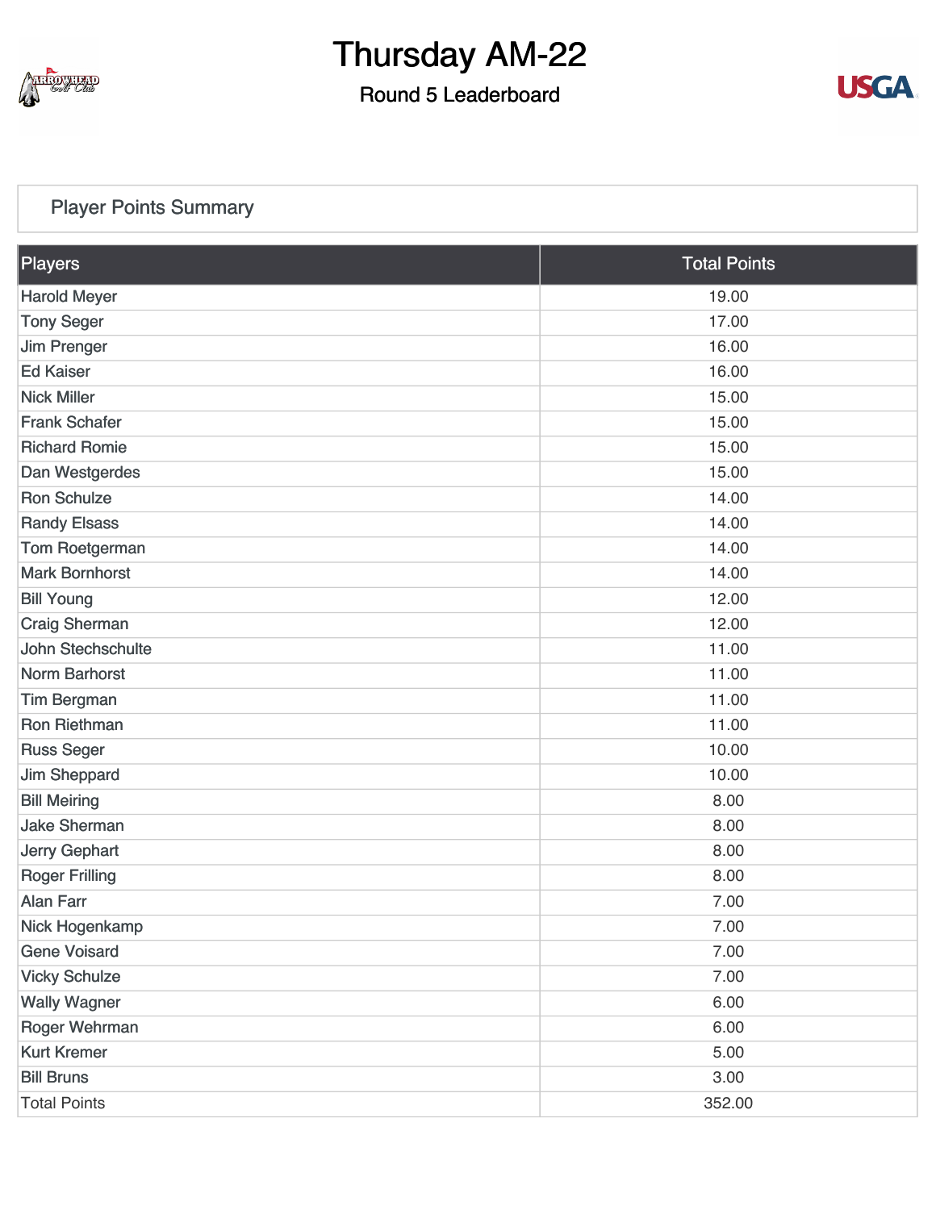# Thursday AM-22

## Round 5 Leaderboard

### Player Points Summary

| Players | Total Points |
|---|---|
| Harold Meyer | 19.00 |
| Tony Seger | 17.00 |
| Jim Prenger | 16.00 |
| Ed Kaiser | 16.00 |
| Nick Miller | 15.00 |
| Frank Schafer | 15.00 |
| Richard Romie | 15.00 |
| Dan Westgerdes | 15.00 |
| Ron Schulze | 14.00 |
| Randy Elsass | 14.00 |
| Tom Roetgerman | 14.00 |
| Mark Bornhorst | 14.00 |
| Bill Young | 12.00 |
| Craig Sherman | 12.00 |
| John Stechschulte | 11.00 |
| Norm Barhorst | 11.00 |
| Tim Bergman | 11.00 |
| Ron Riethman | 11.00 |
| Russ Seger | 10.00 |
| Jim Sheppard | 10.00 |
| Bill Meiring | 8.00 |
| Jake Sherman | 8.00 |
| Jerry Gephart | 8.00 |
| Roger Frilling | 8.00 |
| Alan Farr | 7.00 |
| Nick Hogenkamp | 7.00 |
| Gene Voisard | 7.00 |
| Vicky Schulze | 7.00 |
| Wally Wagner | 6.00 |
| Roger Wehrman | 6.00 |
| Kurt Kremer | 5.00 |
| Bill Bruns | 3.00 |
| Total Points | 352.00 |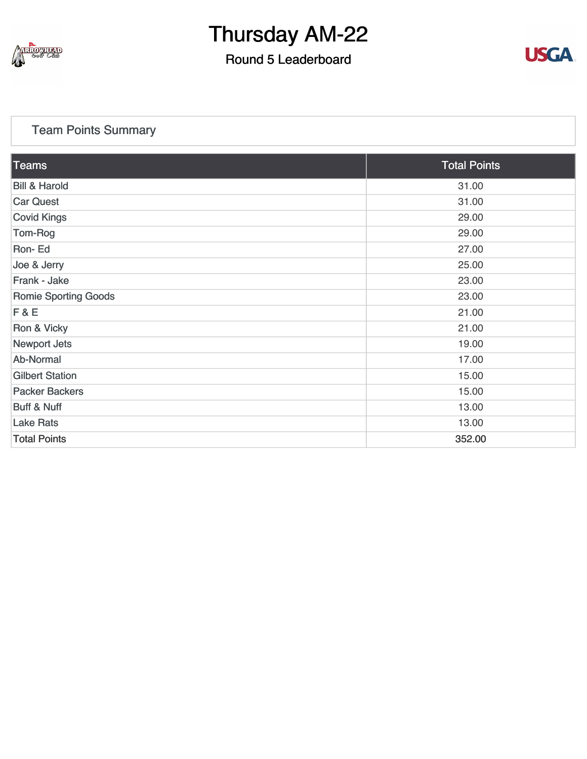# Thursday AM-22

## Round 5 Leaderboard

### Team Points Summary

| Teams | Total Points |
| --- | --- |
| Bill & Harold | 31.00 |
| Car Quest | 31.00 |
| Covid Kings | 29.00 |
| Tom-Rog | 29.00 |
| Ron- Ed | 27.00 |
| Joe & Jerry | 25.00 |
| Frank - Jake | 23.00 |
| Romie Sporting Goods | 23.00 |
| F & E | 21.00 |
| Ron & Vicky | 21.00 |
| Newport Jets | 19.00 |
| Ab-Normal | 17.00 |
| Gilbert Station | 15.00 |
| Packer Backers | 15.00 |
| Buff & Nuff | 13.00 |
| Lake Rats | 13.00 |
| Total Points | 352.00 |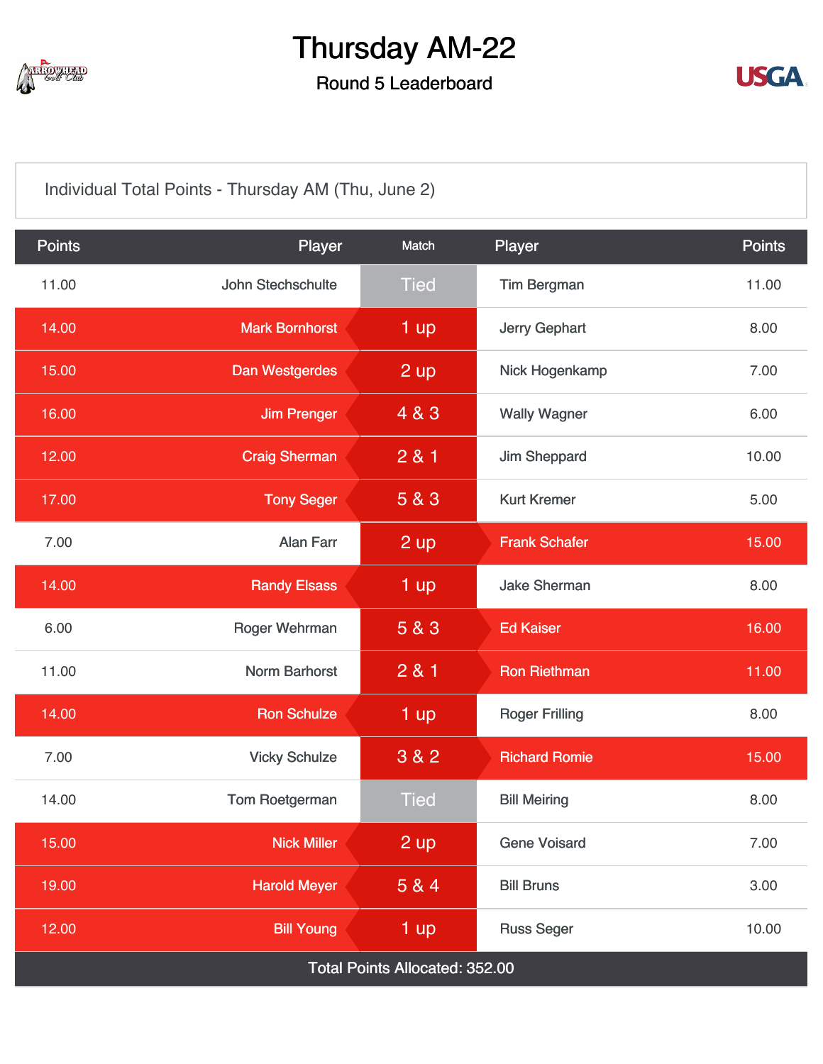# Thursday AM-22

## Round 5 Leaderboard

Individual Total Points - Thursday AM (Thu, June 2)

| Points | Player | Match | Player | Points |
|---|---|---|---|---|
| 11.00 | John Stechschulte | Tied | Tim Bergman | 11.00 |
| 14.00 | Mark Bornhorst | 1 up | Jerry Gephart | 8.00 |
| 15.00 | Dan Westgerdes | 2 up | Nick Hogenkamp | 7.00 |
| 16.00 | Jim Prenger | 4 & 3 | Wally Wagner | 6.00 |
| 12.00 | Craig Sherman | 2 & 1 | Jim Sheppard | 10.00 |
| 17.00 | Tony Seger | 5 & 3 | Kurt Kremer | 5.00 |
| 7.00 | Alan Farr | 2 up | Frank Schafer | 15.00 |
| 14.00 | Randy Elsass | 1 up | Jake Sherman | 8.00 |
| 6.00 | Roger Wehrman | 5 & 3 | Ed Kaiser | 16.00 |
| 11.00 | Norm Barhorst | 2 & 1 | Ron Riethman | 11.00 |
| 14.00 | Ron Schulze | 1 up | Roger Frilling | 8.00 |
| 7.00 | Vicky Schulze | 3 & 2 | Richard Romie | 15.00 |
| 14.00 | Tom Roetgerman | Tied | Bill Meiring | 8.00 |
| 15.00 | Nick Miller | 2 up | Gene Voisard | 7.00 |
| 19.00 | Harold Meyer | 5 & 4 | Bill Bruns | 3.00 |
| 12.00 | Bill Young | 1 up | Russ Seger | 10.00 |
| Total Points Allocated: 352.00 | | | | |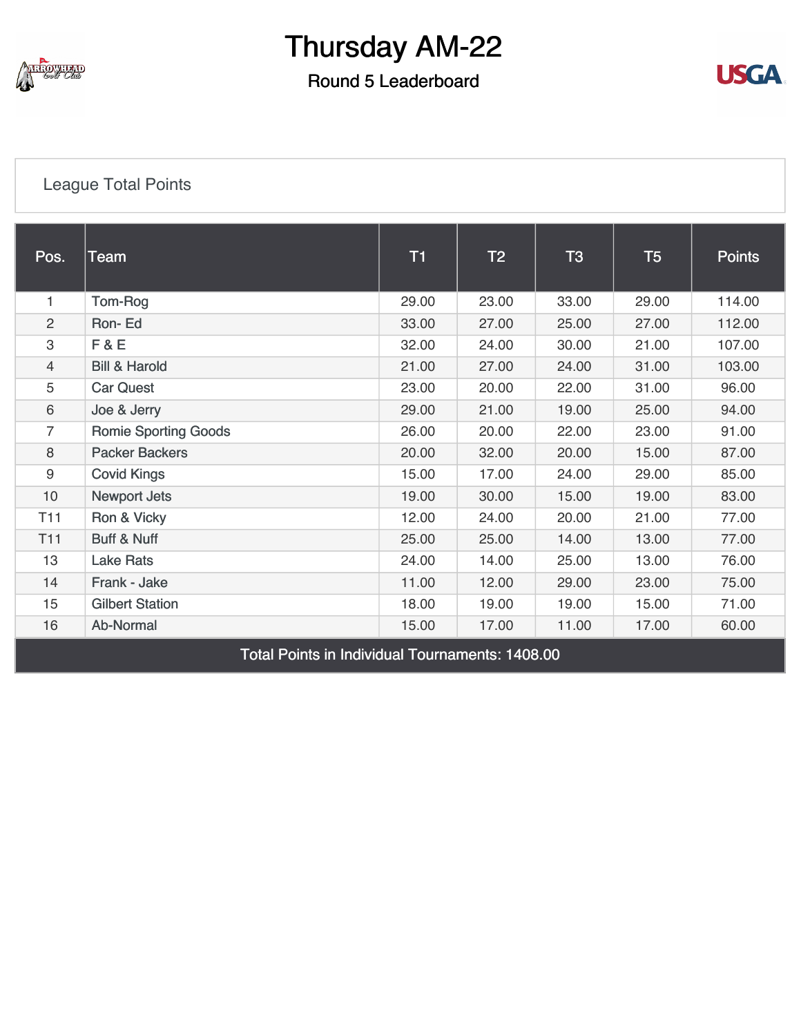# Thursday AM-22

## Round 5 Leaderboard

League Total Points

| Pos. | Team | T1 | T2 | T3 | T5 | Points |
|---|---|---|---|---|---|---|
| 1 | Tom-Rog | 29.00 | 23.00 | 33.00 | 29.00 | 114.00 |
| 2 | Ron- Ed | 33.00 | 27.00 | 25.00 | 27.00 | 112.00 |
| 3 | F & E | 32.00 | 24.00 | 30.00 | 21.00 | 107.00 |
| 4 | Bill & Harold | 21.00 | 27.00 | 24.00 | 31.00 | 103.00 |
| 5 | Car Quest | 23.00 | 20.00 | 22.00 | 31.00 | 96.00 |
| 6 | Joe & Jerry | 29.00 | 21.00 | 19.00 | 25.00 | 94.00 |
| 7 | Romie Sporting Goods | 26.00 | 20.00 | 22.00 | 23.00 | 91.00 |
| 8 | Packer Backers | 20.00 | 32.00 | 20.00 | 15.00 | 87.00 |
| 9 | Covid Kings | 15.00 | 17.00 | 24.00 | 29.00 | 85.00 |
| 10 | Newport Jets | 19.00 | 30.00 | 15.00 | 19.00 | 83.00 |
| T11 | Ron & Vicky | 12.00 | 24.00 | 20.00 | 21.00 | 77.00 |
| T11 | Buff & Nuff | 25.00 | 25.00 | 14.00 | 13.00 | 77.00 |
| 13 | Lake Rats | 24.00 | 14.00 | 25.00 | 13.00 | 76.00 |
| 14 | Frank - Jake | 11.00 | 12.00 | 29.00 | 23.00 | 75.00 |
| 15 | Gilbert Station | 18.00 | 19.00 | 19.00 | 15.00 | 71.00 |
| 16 | Ab-Normal | 15.00 | 17.00 | 11.00 | 17.00 | 60.00 |

Total Points in Individual Tournaments: 1408.00